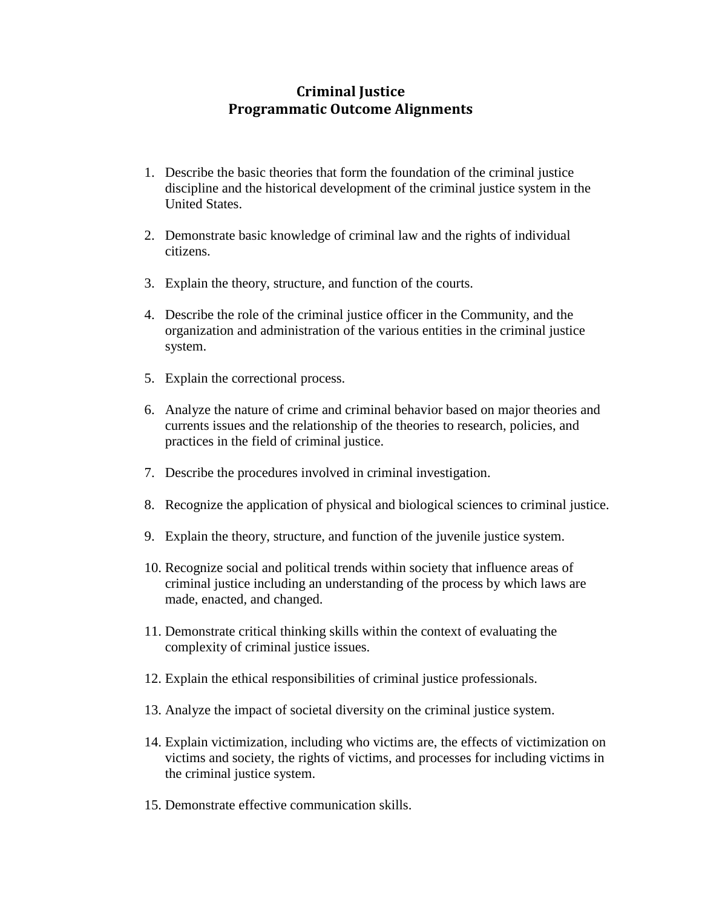# Criminal Justice
# Programmatic Outcome Alignments

1. Describe the basic theories that form the foundation of the criminal justice discipline and the historical development of the criminal justice system in the United States.

2. Demonstrate basic knowledge of criminal law and the rights of individual citizens.

3. Explain the theory, structure, and function of the courts.

4. Describe the role of the criminal justice officer in the Community, and the organization and administration of the various entities in the criminal justice system.

5. Explain the correctional process.

6. Analyze the nature of crime and criminal behavior based on major theories and currents issues and the relationship of the theories to research, policies, and practices in the field of criminal justice.

7. Describe the procedures involved in criminal investigation.

8. Recognize the application of physical and biological sciences to criminal justice.

9. Explain the theory, structure, and function of the juvenile justice system.

10. Recognize social and political trends within society that influence areas of criminal justice including an understanding of the process by which laws are made, enacted, and changed.

11. Demonstrate critical thinking skills within the context of evaluating the complexity of criminal justice issues.

12. Explain the ethical responsibilities of criminal justice professionals.

13. Analyze the impact of societal diversity on the criminal justice system.

14. Explain victimization, including who victims are, the effects of victimization on victims and society, the rights of victims, and processes for including victims in the criminal justice system.

15. Demonstrate effective communication skills.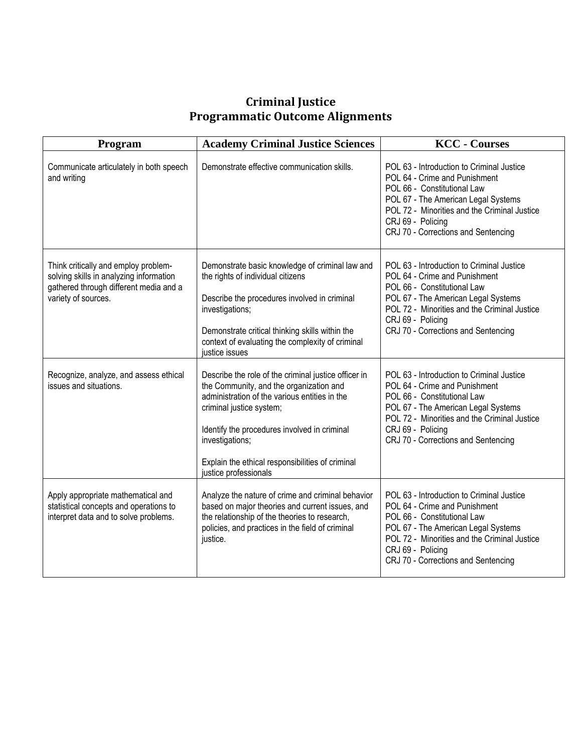# Criminal Justice
# Programmatic Outcome Alignments

| Program | Academy Criminal Justice Sciences | KCC - Courses |
|---|---|---|
| Communicate articulately in both speech and writing | Demonstrate effective communication skills. | POL 63 - Introduction to Criminal Justice<br>POL 64 - Crime and Punishment<br>POL 66 - Constitutional Law<br>POL 67 - The American Legal Systems<br>POL 72 - Minorities and the Criminal Justice<br>CRJ 69 - Policing<br>CRJ 70 - Corrections and Sentencing |
| Think critically and employ problem-solving skills in analyzing information gathered through different media and a variety of sources. | Demonstrate basic knowledge of criminal law and the rights of individual citizens<br><br>Describe the procedures involved in criminal investigations;<br><br>Demonstrate critical thinking skills within the context of evaluating the complexity of criminal justice issues | POL 63 - Introduction to Criminal Justice<br>POL 64 - Crime and Punishment<br>POL 66 - Constitutional Law<br>POL 67 - The American Legal Systems<br>POL 72 - Minorities and the Criminal Justice<br>CRJ 69 - Policing<br>CRJ 70 - Corrections and Sentencing |
| Recognize, analyze, and assess ethical issues and situations. | Describe the role of the criminal justice officer in the Community, and the organization and administration of the various entities in the criminal justice system;<br><br>Identify the procedures involved in criminal investigations;<br><br>Explain the ethical responsibilities of criminal justice professionals | POL 63 - Introduction to Criminal Justice<br>POL 64 - Crime and Punishment<br>POL 66 - Constitutional Law<br>POL 67 - The American Legal Systems<br>POL 72 - Minorities and the Criminal Justice<br>CRJ 69 - Policing<br>CRJ 70 - Corrections and Sentencing |
| Apply appropriate mathematical and statistical concepts and operations to interpret data and to solve problems. | Analyze the nature of crime and criminal behavior based on major theories and current issues, and the relationship of the theories to research, policies, and practices in the field of criminal justice. | POL 63 - Introduction to Criminal Justice<br>POL 64 - Crime and Punishment<br>POL 66 - Constitutional Law<br>POL 67 - The American Legal Systems<br>POL 72 - Minorities and the Criminal Justice<br>CRJ 69 - Policing<br>CRJ 70 - Corrections and Sentencing |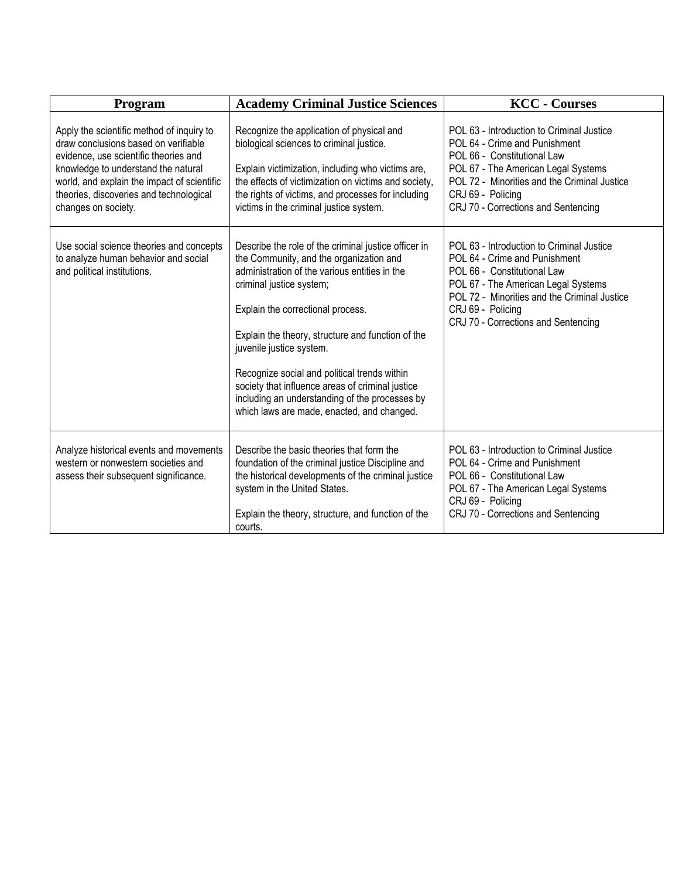| Program | Academy Criminal Justice Sciences | KCC - Courses |
| --- | --- | --- |
| Apply the scientific method of inquiry to draw conclusions based on verifiable evidence, use scientific theories and knowledge to understand the natural world, and explain the impact of scientific theories, discoveries and technological changes on society. | Recognize the application of physical and biological sciences to criminal justice.<br><br>Explain victimization, including who victims are, the effects of victimization on victims and society, the rights of victims, and processes for including victims in the criminal justice system. | POL 63 - Introduction to Criminal Justice<br>POL 64 - Crime and Punishment<br>POL 66 - Constitutional Law<br>POL 67 - The American Legal Systems<br>POL 72 - Minorities and the Criminal Justice<br>CRJ 69 - Policing<br>CRJ 70 - Corrections and Sentencing |
| Use social science theories and concepts to analyze human behavior and social and political institutions. | Describe the role of the criminal justice officer in the Community, and the organization and administration of the various entities in the criminal justice system;<br><br>Explain the correctional process.<br><br>Explain the theory, structure and function of the juvenile justice system.<br><br>Recognize social and political trends within society that influence areas of criminal justice including an understanding of the processes by which laws are made, enacted, and changed. | POL 63 - Introduction to Criminal Justice<br>POL 64 - Crime and Punishment<br>POL 66 - Constitutional Law<br>POL 67 - The American Legal Systems<br>POL 72 - Minorities and the Criminal Justice<br>CRJ 69 - Policing<br>CRJ 70 - Corrections and Sentencing |
| Analyze historical events and movements western or nonwestern societies and assess their subsequent significance. | Describe the basic theories that form the foundation of the criminal justice Discipline and the historical developments of the criminal justice system in the United States.<br><br>Explain the theory, structure, and function of the courts. | POL 63 - Introduction to Criminal Justice<br>POL 64 - Crime and Punishment<br>POL 66 - Constitutional Law<br>POL 67 - The American Legal Systems<br>CRJ 69 - Policing<br>CRJ 70 - Corrections and Sentencing |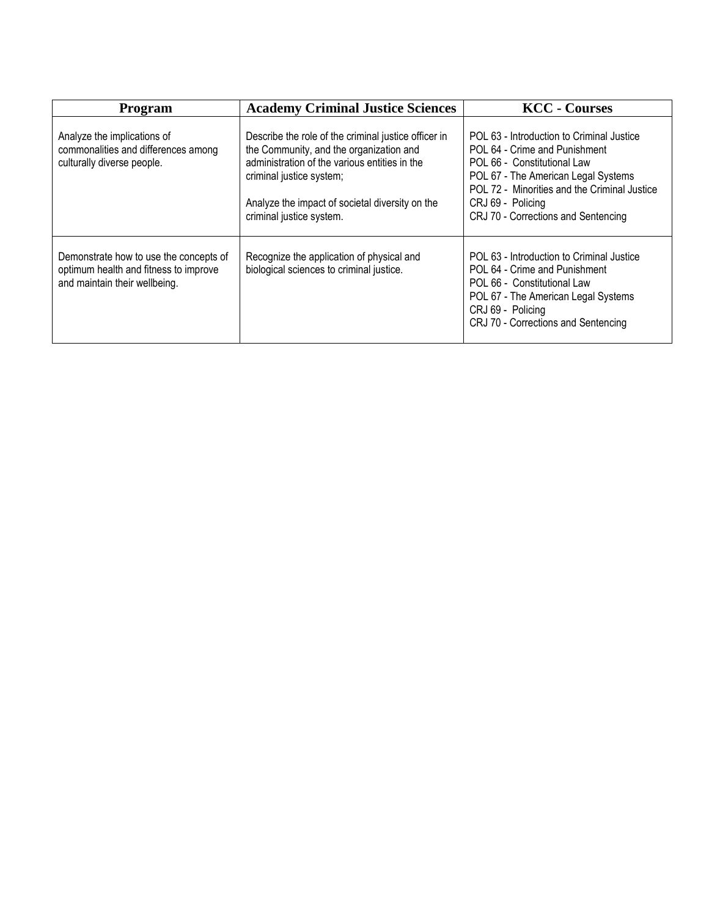| Program | Academy Criminal Justice Sciences | KCC - Courses |
|---|---|---|
| Analyze the implications of commonalities and differences among culturally diverse people. | Describe the role of the criminal justice officer in the Community, and the organization and administration of the various entities in the criminal justice system;<br><br>Analyze the impact of societal diversity on the criminal justice system. | POL 63 - Introduction to Criminal Justice<br>POL 64 - Crime and Punishment<br>POL 66 - Constitutional Law<br>POL 67 - The American Legal Systems<br>POL 72 - Minorities and the Criminal Justice<br>CRJ 69 - Policing<br>CRJ 70 - Corrections and Sentencing |
| Demonstrate how to use the concepts of optimum health and fitness to improve and maintain their wellbeing. | Recognize the application of physical and biological sciences to criminal justice. | POL 63 - Introduction to Criminal Justice<br>POL 64 - Crime and Punishment<br>POL 66 - Constitutional Law<br>POL 67 - The American Legal Systems<br>CRJ 69 - Policing<br>CRJ 70 - Corrections and Sentencing |